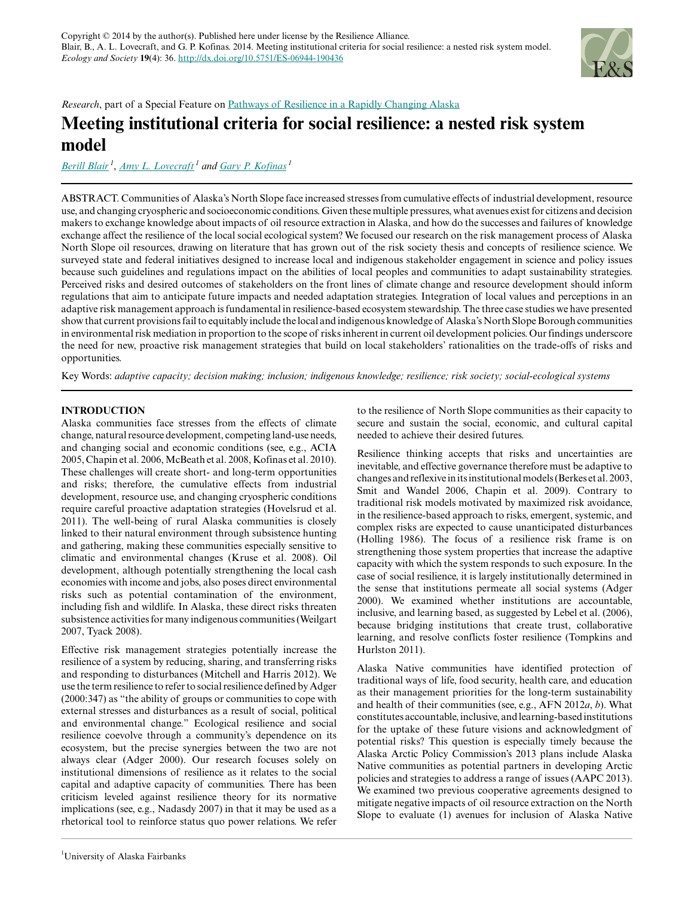Copyright © 2014 by the author(s). Published here under license by the Resilience Alliance.
Blair, B., A. L. Lovecraft, and G. P. Kofinas. 2014. Meeting institutional criteria for social resilience: a nested risk system model. *Ecology and Society* **19**(4): 36. http://dx.doi.org/10.5751/ES-06944-190436

*Research*, part of a Special Feature on Pathways of Resilience in a Rapidly Changing Alaska

# Meeting institutional criteria for social resilience: a nested risk system model

*Berill Blair* [1], *Amy L. Lovecraft* [1] and *Gary P. Kofinas* [1]

ABSTRACT. Communities of Alaska's North Slope face increased stresses from cumulative effects of industrial development, resource use, and changing cryospheric and socioeconomic conditions. Given these multiple pressures, what avenues exist for citizens and decision makers to exchange knowledge about impacts of oil resource extraction in Alaska, and how do the successes and failures of knowledge exchange affect the resilience of the local social ecological system? We focused our research on the risk management process of Alaska North Slope oil resources, drawing on literature that has grown out of the risk society thesis and concepts of resilience science. We surveyed state and federal initiatives designed to increase local and indigenous stakeholder engagement in science and policy issues because such guidelines and regulations impact on the abilities of local peoples and communities to adapt sustainability strategies. Perceived risks and desired outcomes of stakeholders on the front lines of climate change and resource development should inform regulations that aim to anticipate future impacts and needed adaptation strategies. Integration of local values and perceptions in an adaptive risk management approach is fundamental in resilience-based ecosystem stewardship. The three case studies we have presented show that current provisions fail to equitably include the local and indigenous knowledge of Alaska's North Slope Borough communities in environmental risk mediation in proportion to the scope of risks inherent in current oil development policies. Our findings underscore the need for new, proactive risk management strategies that build on local stakeholders' rationalities on the trade-offs of risks and opportunities.

Key Words: *adaptive capacity; decision making; inclusion; indigenous knowledge; resilience; risk society; social-ecological systems*

## INTRODUCTION

Alaska communities face stresses from the effects of climate change, natural resource development, competing land-use needs, and changing social and economic conditions (see, e.g., ACIA 2005, Chapin et al. 2006, McBeath et al. 2008, Kofinas et al. 2010). These challenges will create short- and long-term opportunities and risks; therefore, the cumulative effects from industrial development, resource use, and changing cryospheric conditions require careful proactive adaptation strategies (Hovelsrud et al. 2011). The well-being of rural Alaska communities is closely linked to their natural environment through subsistence hunting and gathering, making these communities especially sensitive to climatic and environmental changes (Kruse et al. 2008). Oil development, although potentially strengthening the local cash economies with income and jobs, also poses direct environmental risks such as potential contamination of the environment, including fish and wildlife. In Alaska, these direct risks threaten subsistence activities for many indigenous communities (Weilgart 2007, Tyack 2008).

Effective risk management strategies potentially increase the resilience of a system by reducing, sharing, and transferring risks and responding to disturbances (Mitchell and Harris 2012). We use the term resilience to refer to social resilience defined by Adger (2000:347) as "the ability of groups or communities to cope with external stresses and disturbances as a result of social, political and environmental change." Ecological resilience and social resilience coevolve through a community's dependence on its ecosystem, but the precise synergies between the two are not always clear (Adger 2000). Our research focuses solely on institutional dimensions of resilience as it relates to the social capital and adaptive capacity of communities. There has been criticism leveled against resilience theory for its normative implications (see, e.g., Nadasdy 2007) in that it may be used as a rhetorical tool to reinforce status quo power relations. We refer to the resilience of North Slope communities as their capacity to secure and sustain the social, economic, and cultural capital needed to achieve their desired futures.

Resilience thinking accepts that risks and uncertainties are inevitable, and effective governance therefore must be adaptive to changes and reflexive in its institutional models (Berkes et al. 2003, Smit and Wandel 2006, Chapin et al. 2009). Contrary to traditional risk models motivated by maximized risk avoidance, in the resilience-based approach to risks, emergent, systemic, and complex risks are expected to cause unanticipated disturbances (Holling 1986). The focus of a resilience risk frame is on strengthening those system properties that increase the adaptive capacity with which the system responds to such exposure. In the case of social resilience, it is largely institutionally determined in the sense that institutions permeate all social systems (Adger 2000). We examined whether institutions are accountable, inclusive, and learning based, as suggested by Lebel et al. (2006), because bridging institutions that create trust, collaborative learning, and resolve conflicts foster resilience (Tompkins and Hurlston 2011).

Alaska Native communities have identified protection of traditional ways of life, food security, health care, and education as their management priorities for the long-term sustainability and health of their communities (see, e.g., AFN 2012*a*, *b*). What constitutes accountable, inclusive, and learning-based institutions for the uptake of these future visions and acknowledgment of potential risks? This question is especially timely because the Alaska Arctic Policy Commission's 2013 plans include Alaska Native communities as potential partners in developing Arctic policies and strategies to address a range of issues (AAPC 2013). We examined two previous cooperative agreements designed to mitigate negative impacts of oil resource extraction on the North Slope to evaluate (1) avenues for inclusion of Alaska Native

[1] University of Alaska Fairbanks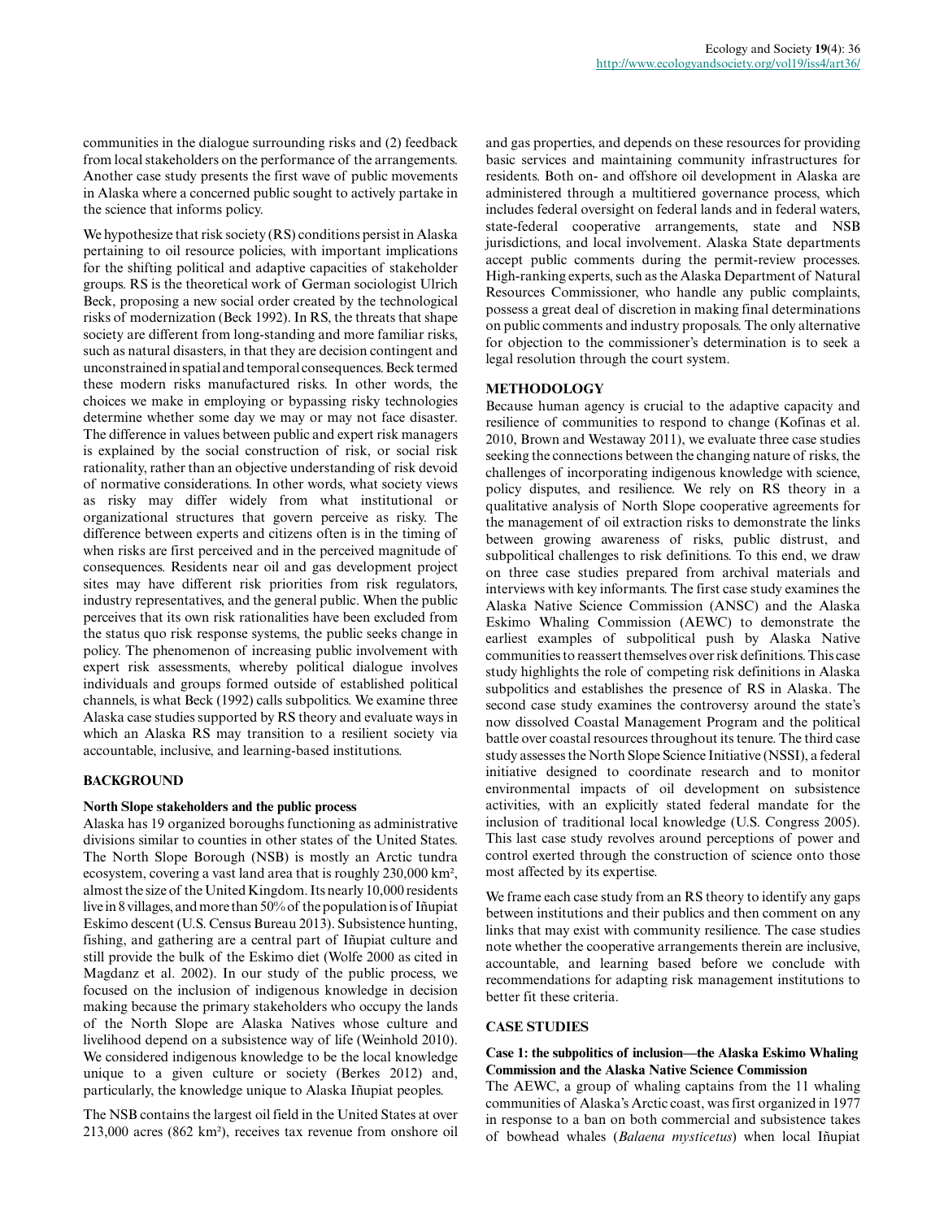communities in the dialogue surrounding risks and (2) feedback from local stakeholders on the performance of the arrangements. Another case study presents the first wave of public movements in Alaska where a concerned public sought to actively partake in the science that informs policy.

We hypothesize that risk society (RS) conditions persist in Alaska pertaining to oil resource policies, with important implications for the shifting political and adaptive capacities of stakeholder groups. RS is the theoretical work of German sociologist Ulrich Beck, proposing a new social order created by the technological risks of modernization (Beck 1992). In RS, the threats that shape society are different from long-standing and more familiar risks, such as natural disasters, in that they are decision contingent and unconstrained in spatial and temporal consequences. Beck termed these modern risks manufactured risks. In other words, the choices we make in employing or bypassing risky technologies determine whether some day we may or may not face disaster. The difference in values between public and expert risk managers is explained by the social construction of risk, or social risk rationality, rather than an objective understanding of risk devoid of normative considerations. In other words, what society views as risky may differ widely from what institutional or organizational structures that govern perceive as risky. The difference between experts and citizens often is in the timing of when risks are first perceived and in the perceived magnitude of consequences. Residents near oil and gas development project sites may have different risk priorities from risk regulators, industry representatives, and the general public. When the public perceives that its own risk rationalities have been excluded from the status quo risk response systems, the public seeks change in policy. The phenomenon of increasing public involvement with expert risk assessments, whereby political dialogue involves individuals and groups formed outside of established political channels, is what Beck (1992) calls subpolitics. We examine three Alaska case studies supported by RS theory and evaluate ways in which an Alaska RS may transition to a resilient society via accountable, inclusive, and learning-based institutions.

## BACKGROUND

### North Slope stakeholders and the public process

Alaska has 19 organized boroughs functioning as administrative divisions similar to counties in other states of the United States. The North Slope Borough (NSB) is mostly an Arctic tundra ecosystem, covering a vast land area that is roughly 230,000 km², almost the size of the United Kingdom. Its nearly 10,000 residents live in 8 villages, and more than 50% of the population is of Iñupiat Eskimo descent (U.S. Census Bureau 2013). Subsistence hunting, fishing, and gathering are a central part of Iñupiat culture and still provide the bulk of the Eskimo diet (Wolfe 2000 as cited in Magdanz et al. 2002). In our study of the public process, we focused on the inclusion of indigenous knowledge in decision making because the primary stakeholders who occupy the lands of the North Slope are Alaska Natives whose culture and livelihood depend on a subsistence way of life (Weinhold 2010). We considered indigenous knowledge to be the local knowledge unique to a given culture or society (Berkes 2012) and, particularly, the knowledge unique to Alaska Iñupiat peoples.

The NSB contains the largest oil field in the United States at over 213,000 acres (862 km²), receives tax revenue from onshore oil and gas properties, and depends on these resources for providing basic services and maintaining community infrastructures for residents. Both on- and offshore oil development in Alaska are administered through a multitiered governance process, which includes federal oversight on federal lands and in federal waters, state-federal cooperative arrangements, state and NSB jurisdictions, and local involvement. Alaska State departments accept public comments during the permit-review processes. High-ranking experts, such as the Alaska Department of Natural Resources Commissioner, who handle any public complaints, possess a great deal of discretion in making final determinations on public comments and industry proposals. The only alternative for objection to the commissioner's determination is to seek a legal resolution through the court system.

## METHODOLOGY

Because human agency is crucial to the adaptive capacity and resilience of communities to respond to change (Kofinas et al. 2010, Brown and Westaway 2011), we evaluate three case studies seeking the connections between the changing nature of risks, the challenges of incorporating indigenous knowledge with science, policy disputes, and resilience. We rely on RS theory in a qualitative analysis of North Slope cooperative agreements for the management of oil extraction risks to demonstrate the links between growing awareness of risks, public distrust, and subpolitical challenges to risk definitions. To this end, we draw on three case studies prepared from archival materials and interviews with key informants. The first case study examines the Alaska Native Science Commission (ANSC) and the Alaska Eskimo Whaling Commission (AEWC) to demonstrate the earliest examples of subpolitical push by Alaska Native communities to reassert themselves over risk definitions. This case study highlights the role of competing risk definitions in Alaska subpolitics and establishes the presence of RS in Alaska. The second case study examines the controversy around the state's now dissolved Coastal Management Program and the political battle over coastal resources throughout its tenure. The third case study assesses the North Slope Science Initiative (NSSI), a federal initiative designed to coordinate research and to monitor environmental impacts of oil development on subsistence activities, with an explicitly stated federal mandate for the inclusion of traditional local knowledge (U.S. Congress 2005). This last case study revolves around perceptions of power and control exerted through the construction of science onto those most affected by its expertise.

We frame each case study from an RS theory to identify any gaps between institutions and their publics and then comment on any links that may exist with community resilience. The case studies note whether the cooperative arrangements therein are inclusive, accountable, and learning based before we conclude with recommendations for adapting risk management institutions to better fit these criteria.

## CASE STUDIES

### Case 1: the subpolitics of inclusion—the Alaska Eskimo Whaling Commission and the Alaska Native Science Commission

The AEWC, a group of whaling captains from the 11 whaling communities of Alaska's Arctic coast, was first organized in 1977 in response to a ban on both commercial and subsistence takes of bowhead whales (*Balaena mysticetus*) when local Iñupiat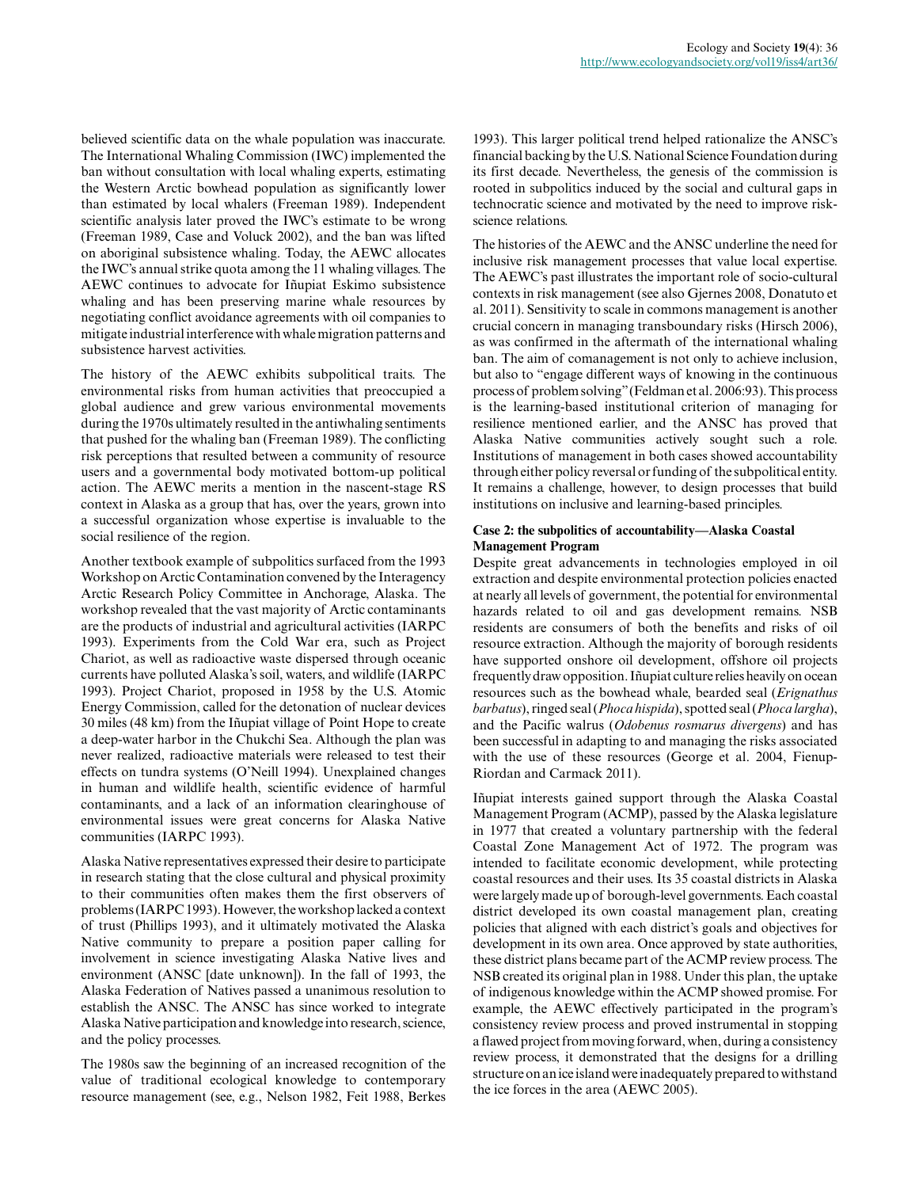believed scientific data on the whale population was inaccurate. The International Whaling Commission (IWC) implemented the ban without consultation with local whaling experts, estimating the Western Arctic bowhead population as significantly lower than estimated by local whalers (Freeman 1989). Independent scientific analysis later proved the IWC's estimate to be wrong (Freeman 1989, Case and Voluck 2002), and the ban was lifted on aboriginal subsistence whaling. Today, the AEWC allocates the IWC's annual strike quota among the 11 whaling villages. The AEWC continues to advocate for Iñupiat Eskimo subsistence whaling and has been preserving marine whale resources by negotiating conflict avoidance agreements with oil companies to mitigate industrial interference with whale migration patterns and subsistence harvest activities.

The history of the AEWC exhibits subpolitical traits. The environmental risks from human activities that preoccupied a global audience and grew various environmental movements during the 1970s ultimately resulted in the antiwhaling sentiments that pushed for the whaling ban (Freeman 1989). The conflicting risk perceptions that resulted between a community of resource users and a governmental body motivated bottom-up political action. The AEWC merits a mention in the nascent-stage RS context in Alaska as a group that has, over the years, grown into a successful organization whose expertise is invaluable to the social resilience of the region.

Another textbook example of subpolitics surfaced from the 1993 Workshop on Arctic Contamination convened by the Interagency Arctic Research Policy Committee in Anchorage, Alaska. The workshop revealed that the vast majority of Arctic contaminants are the products of industrial and agricultural activities (IARPC 1993). Experiments from the Cold War era, such as Project Chariot, as well as radioactive waste dispersed through oceanic currents have polluted Alaska's soil, waters, and wildlife (IARPC 1993). Project Chariot, proposed in 1958 by the U.S. Atomic Energy Commission, called for the detonation of nuclear devices 30 miles (48 km) from the Iñupiat village of Point Hope to create a deep-water harbor in the Chukchi Sea. Although the plan was never realized, radioactive materials were released to test their effects on tundra systems (O'Neill 1994). Unexplained changes in human and wildlife health, scientific evidence of harmful contaminants, and a lack of an information clearinghouse of environmental issues were great concerns for Alaska Native communities (IARPC 1993).

Alaska Native representatives expressed their desire to participate in research stating that the close cultural and physical proximity to their communities often makes them the first observers of problems (IARPC 1993). However, the workshop lacked a context of trust (Phillips 1993), and it ultimately motivated the Alaska Native community to prepare a position paper calling for involvement in science investigating Alaska Native lives and environment (ANSC [date unknown]). In the fall of 1993, the Alaska Federation of Natives passed a unanimous resolution to establish the ANSC. The ANSC has since worked to integrate Alaska Native participation and knowledge into research, science, and the policy processes.

The 1980s saw the beginning of an increased recognition of the value of traditional ecological knowledge to contemporary resource management (see, e.g., Nelson 1982, Feit 1988, Berkes 1993). This larger political trend helped rationalize the ANSC's financial backing by the U.S. National Science Foundation during its first decade. Nevertheless, the genesis of the commission is rooted in subpolitics induced by the social and cultural gaps in technocratic science and motivated by the need to improve risk-science relations.

The histories of the AEWC and the ANSC underline the need for inclusive risk management processes that value local expertise. The AEWC's past illustrates the important role of socio-cultural contexts in risk management (see also Gjernes 2008, Donatuto et al. 2011). Sensitivity to scale in commons management is another crucial concern in managing transboundary risks (Hirsch 2006), as was confirmed in the aftermath of the international whaling ban. The aim of comanagement is not only to achieve inclusion, but also to "engage different ways of knowing in the continuous process of problem solving" (Feldman et al. 2006:93). This process is the learning-based institutional criterion of managing for resilience mentioned earlier, and the ANSC has proved that Alaska Native communities actively sought such a role. Institutions of management in both cases showed accountability through either policy reversal or funding of the subpolitical entity. It remains a challenge, however, to design processes that build institutions on inclusive and learning-based principles.

### Case 2: the subpolitics of accountability—Alaska Coastal Management Program

Despite great advancements in technologies employed in oil extraction and despite environmental protection policies enacted at nearly all levels of government, the potential for environmental hazards related to oil and gas development remains. NSB residents are consumers of both the benefits and risks of oil resource extraction. Although the majority of borough residents have supported onshore oil development, offshore oil projects frequently draw opposition. Iñupiat culture relies heavily on ocean resources such as the bowhead whale, bearded seal (*Erignathus barbatus*), ringed seal (*Phoca hispida*), spotted seal (*Phoca largha*), and the Pacific walrus (*Odobenus rosmarus divergens*) and has been successful in adapting to and managing the risks associated with the use of these resources (George et al. 2004, Fienup-Riordan and Carmack 2011).

Iñupiat interests gained support through the Alaska Coastal Management Program (ACMP), passed by the Alaska legislature in 1977 that created a voluntary partnership with the federal Coastal Zone Management Act of 1972. The program was intended to facilitate economic development, while protecting coastal resources and their uses. Its 35 coastal districts in Alaska were largely made up of borough-level governments. Each coastal district developed its own coastal management plan, creating policies that aligned with each district's goals and objectives for development in its own area. Once approved by state authorities, these district plans became part of the ACMP review process. The NSB created its original plan in 1988. Under this plan, the uptake of indigenous knowledge within the ACMP showed promise. For example, the AEWC effectively participated in the program's consistency review process and proved instrumental in stopping a flawed project from moving forward, when, during a consistency review process, it demonstrated that the designs for a drilling structure on an ice island were inadequately prepared to withstand the ice forces in the area (AEWC 2005).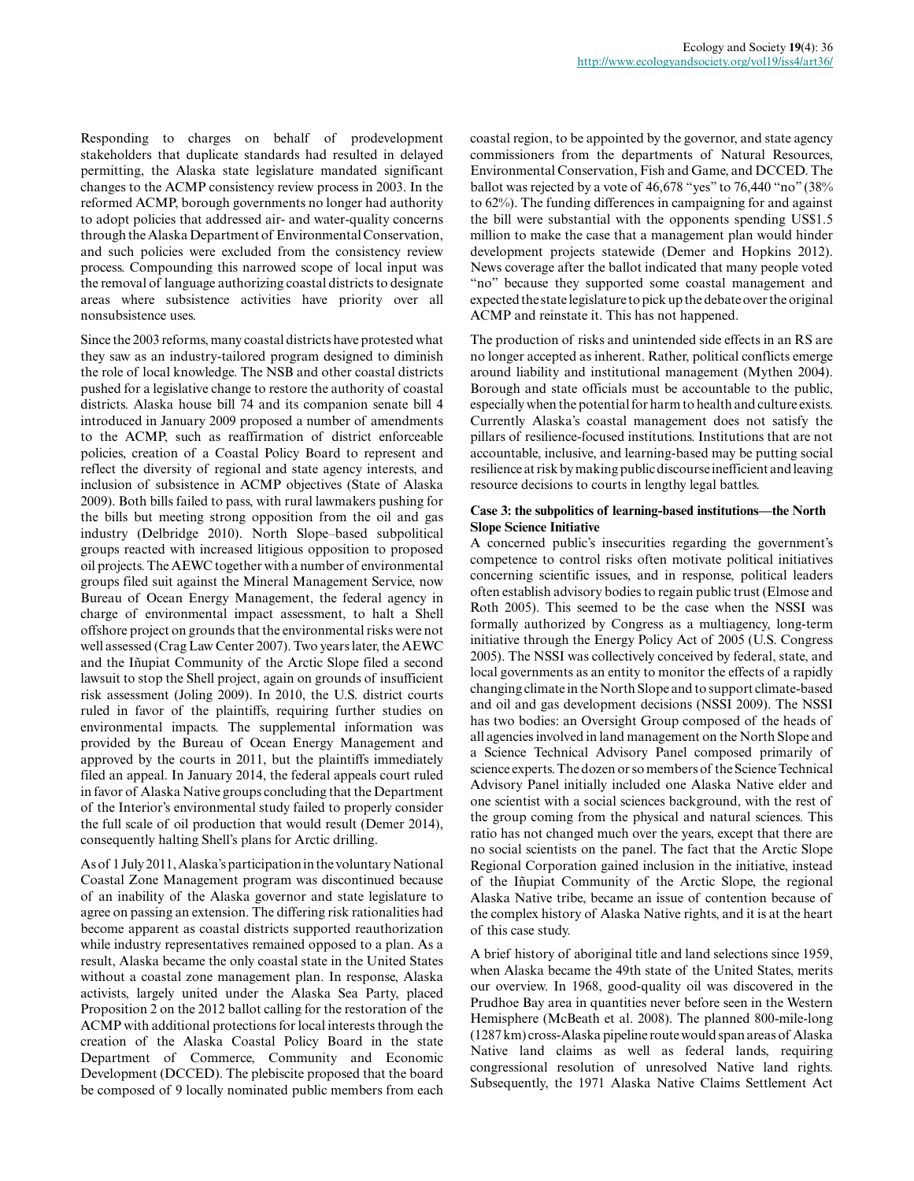Responding to charges on behalf of prodevelopment stakeholders that duplicate standards had resulted in delayed permitting, the Alaska state legislature mandated significant changes to the ACMP consistency review process in 2003. In the reformed ACMP, borough governments no longer had authority to adopt policies that addressed air- and water-quality concerns through the Alaska Department of Environmental Conservation, and such policies were excluded from the consistency review process. Compounding this narrowed scope of local input was the removal of language authorizing coastal districts to designate areas where subsistence activities have priority over all nonsubsistence uses.

Since the 2003 reforms, many coastal districts have protested what they saw as an industry-tailored program designed to diminish the role of local knowledge. The NSB and other coastal districts pushed for a legislative change to restore the authority of coastal districts. Alaska house bill 74 and its companion senate bill 4 introduced in January 2009 proposed a number of amendments to the ACMP, such as reaffirmation of district enforceable policies, creation of a Coastal Policy Board to represent and reflect the diversity of regional and state agency interests, and inclusion of subsistence in ACMP objectives (State of Alaska 2009). Both bills failed to pass, with rural lawmakers pushing for the bills but meeting strong opposition from the oil and gas industry (Delbridge 2010). North Slope–based subpolitical groups reacted with increased litigious opposition to proposed oil projects. The AEWC together with a number of environmental groups filed suit against the Mineral Management Service, now Bureau of Ocean Energy Management, the federal agency in charge of environmental impact assessment, to halt a Shell offshore project on grounds that the environmental risks were not well assessed (Crag Law Center 2007). Two years later, the AEWC and the Iñupiat Community of the Arctic Slope filed a second lawsuit to stop the Shell project, again on grounds of insufficient risk assessment (Joling 2009). In 2010, the U.S. district courts ruled in favor of the plaintiffs, requiring further studies on environmental impacts. The supplemental information was provided by the Bureau of Ocean Energy Management and approved by the courts in 2011, but the plaintiffs immediately filed an appeal. In January 2014, the federal appeals court ruled in favor of Alaska Native groups concluding that the Department of the Interior's environmental study failed to properly consider the full scale of oil production that would result (Demer 2014), consequently halting Shell's plans for Arctic drilling.

As of 1 July 2011, Alaska's participation in the voluntary National Coastal Zone Management program was discontinued because of an inability of the Alaska governor and state legislature to agree on passing an extension. The differing risk rationalities had become apparent as coastal districts supported reauthorization while industry representatives remained opposed to a plan. As a result, Alaska became the only coastal state in the United States without a coastal zone management plan. In response, Alaska activists, largely united under the Alaska Sea Party, placed Proposition 2 on the 2012 ballot calling for the restoration of the ACMP with additional protections for local interests through the creation of the Alaska Coastal Policy Board in the state Department of Commerce, Community and Economic Development (DCCED). The plebiscite proposed that the board be composed of 9 locally nominated public members from each coastal region, to be appointed by the governor, and state agency commissioners from the departments of Natural Resources, Environmental Conservation, Fish and Game, and DCCED. The ballot was rejected by a vote of 46,678 "yes" to 76,440 "no" (38% to 62%). The funding differences in campaigning for and against the bill were substantial with the opponents spending US$1.5 million to make the case that a management plan would hinder development projects statewide (Demer and Hopkins 2012). News coverage after the ballot indicated that many people voted "no" because they supported some coastal management and expected the state legislature to pick up the debate over the original ACMP and reinstate it. This has not happened.

The production of risks and unintended side effects in an RS are no longer accepted as inherent. Rather, political conflicts emerge around liability and institutional management (Mythen 2004). Borough and state officials must be accountable to the public, especially when the potential for harm to health and culture exists. Currently Alaska's coastal management does not satisfy the pillars of resilience-focused institutions. Institutions that are not accountable, inclusive, and learning-based may be putting social resilience at risk by making public discourse inefficient and leaving resource decisions to courts in lengthy legal battles.

**Case 3: the subpolitics of learning-based institutions—the North Slope Science Initiative**

A concerned public's insecurities regarding the government's competence to control risks often motivate political initiatives concerning scientific issues, and in response, political leaders often establish advisory bodies to regain public trust (Elmose and Roth 2005). This seemed to be the case when the NSSI was formally authorized by Congress as a multiagency, long-term initiative through the Energy Policy Act of 2005 (U.S. Congress 2005). The NSSI was collectively conceived by federal, state, and local governments as an entity to monitor the effects of a rapidly changing climate in the North Slope and to support climate-based and oil and gas development decisions (NSSI 2009). The NSSI has two bodies: an Oversight Group composed of the heads of all agencies involved in land management on the North Slope and a Science Technical Advisory Panel composed primarily of science experts. The dozen or so members of the Science Technical Advisory Panel initially included one Alaska Native elder and one scientist with a social sciences background, with the rest of the group coming from the physical and natural sciences. This ratio has not changed much over the years, except that there are no social scientists on the panel. The fact that the Arctic Slope Regional Corporation gained inclusion in the initiative, instead of the Iñupiat Community of the Arctic Slope, the regional Alaska Native tribe, became an issue of contention because of the complex history of Alaska Native rights, and it is at the heart of this case study.

A brief history of aboriginal title and land selections since 1959, when Alaska became the 49th state of the United States, merits our overview. In 1968, good-quality oil was discovered in the Prudhoe Bay area in quantities never before seen in the Western Hemisphere (McBeath et al. 2008). The planned 800-mile-long (1287 km) cross-Alaska pipeline route would span areas of Alaska Native land claims as well as federal lands, requiring congressional resolution of unresolved Native land rights. Subsequently, the 1971 Alaska Native Claims Settlement Act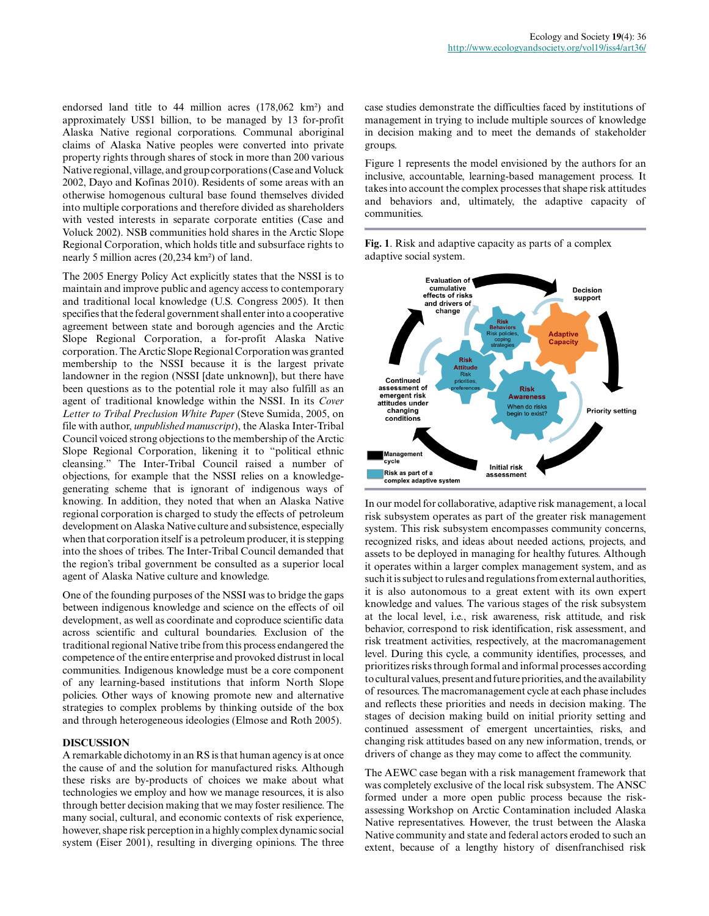endorsed land title to 44 million acres (178,062 km²) and approximately US$1 billion, to be managed by 13 for-profit Alaska Native regional corporations. Communal aboriginal claims of Alaska Native peoples were converted into private property rights through shares of stock in more than 200 various Native regional, village, and group corporations (Case and Voluck 2002, Dayo and Kofinas 2010). Residents of some areas with an otherwise homogenous cultural base found themselves divided into multiple corporations and therefore divided as shareholders with vested interests in separate corporate entities (Case and Voluck 2002). NSB communities hold shares in the Arctic Slope Regional Corporation, which holds title and subsurface rights to nearly 5 million acres (20,234 km²) of land.

The 2005 Energy Policy Act explicitly states that the NSSI is to maintain and improve public and agency access to contemporary and traditional local knowledge (U.S. Congress 2005). It then specifies that the federal government shall enter into a cooperative agreement between state and borough agencies and the Arctic Slope Regional Corporation, a for-profit Alaska Native corporation. The Arctic Slope Regional Corporation was granted membership to the NSSI because it is the largest private landowner in the region (NSSI [date unknown]), but there have been questions as to the potential role it may also fulfill as an agent of traditional knowledge within the NSSI. In its *Cover Letter to Tribal Preclusion White Paper* (Steve Sumida, 2005, on file with author, *unpublished manuscript*), the Alaska Inter-Tribal Council voiced strong objections to the membership of the Arctic Slope Regional Corporation, likening it to "political ethnic cleansing." The Inter-Tribal Council raised a number of objections, for example that the NSSI relies on a knowledge-generating scheme that is ignorant of indigenous ways of knowing. In addition, they noted that when an Alaska Native regional corporation is charged to study the effects of petroleum development on Alaska Native culture and subsistence, especially when that corporation itself is a petroleum producer, it is stepping into the shoes of tribes. The Inter-Tribal Council demanded that the region's tribal government be consulted as a superior local agent of Alaska Native culture and knowledge.

One of the founding purposes of the NSSI was to bridge the gaps between indigenous knowledge and science on the effects of oil development, as well as to coordinate and coproduce scientific data across scientific and cultural boundaries. Exclusion of the traditional regional Native tribe from this process endangered the competence of the entire enterprise and provoked distrust in local communities. Indigenous knowledge must be a core component of any learning-based institutions that inform North Slope policies. Other ways of knowing promote new and alternative strategies to complex problems by thinking outside of the box and through heterogeneous ideologies (Elmose and Roth 2005).

## DISCUSSION

A remarkable dichotomy in an RS is that human agency is at once the cause of and the solution for manufactured risks. Although these risks are by-products of choices we make about what technologies we employ and how we manage resources, it is also through better decision making that we may foster resilience. The many social, cultural, and economic contexts of risk experience, however, shape risk perception in a highly complex dynamic social system (Eiser 2001), resulting in diverging opinions. The three case studies demonstrate the difficulties faced by institutions of management in trying to include multiple sources of knowledge in decision making and to meet the demands of stakeholder groups.

Figure 1 represents the model envisioned by the authors for an inclusive, accountable, learning-based management process. It takes into account the complex processes that shape risk attitudes and behaviors and, ultimately, the adaptive capacity of communities.

**Fig. 1**. Risk and adaptive capacity as parts of a complex adaptive social system.

In our model for collaborative, adaptive risk management, a local risk subsystem operates as part of the greater risk management system. This risk subsystem encompasses community concerns, recognized risks, and ideas about needed actions, projects, and assets to be deployed in managing for healthy futures. Although it operates within a larger complex management system, and as such it is subject to rules and regulations from external authorities, it is also autonomous to a great extent with its own expert knowledge and values. The various stages of the risk subsystem at the local level, i.e., risk awareness, risk attitude, and risk behavior, correspond to risk identification, risk assessment, and risk treatment activities, respectively, at the macromanagement level. During this cycle, a community identifies, processes, and prioritizes risks through formal and informal processes according to cultural values, present and future priorities, and the availability of resources. The macromanagement cycle at each phase includes and reflects these priorities and needs in decision making. The stages of decision making build on initial priority setting and continued assessment of emergent uncertainties, risks, and changing risk attitudes based on any new information, trends, or drivers of change as they may come to affect the community.

The AEWC case began with a risk management framework that was completely exclusive of the local risk subsystem. The ANSC formed under a more open public process because the risk-assessing Workshop on Arctic Contamination included Alaska Native representatives. However, the trust between the Alaska Native community and state and federal actors eroded to such an extent, because of a lengthy history of disenfranchised risk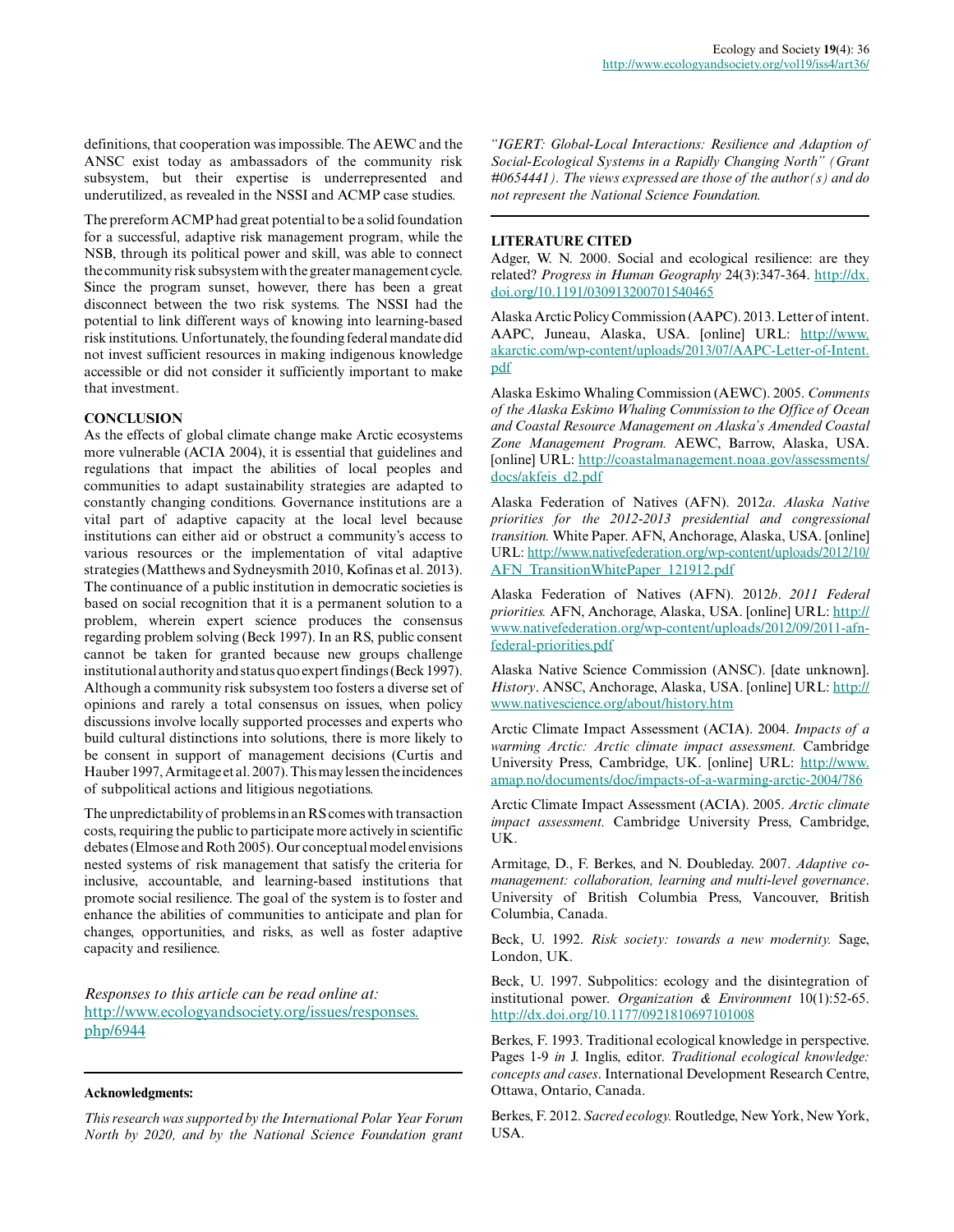definitions, that cooperation was impossible. The AEWC and the ANSC exist today as ambassadors of the community risk subsystem, but their expertise is underrepresented and underutilized, as revealed in the NSSI and ACMP case studies.

The prereform ACMP had great potential to be a solid foundation for a successful, adaptive risk management program, while the NSB, through its political power and skill, was able to connect the community risk subsystem with the greater management cycle. Since the program sunset, however, there has been a great disconnect between the two risk systems. The NSSI had the potential to link different ways of knowing into learning-based risk institutions. Unfortunately, the founding federal mandate did not invest sufficient resources in making indigenous knowledge accessible or did not consider it sufficiently important to make that investment.

## CONCLUSION

As the effects of global climate change make Arctic ecosystems more vulnerable (ACIA 2004), it is essential that guidelines and regulations that impact the abilities of local peoples and communities to adapt sustainability strategies are adapted to constantly changing conditions. Governance institutions are a vital part of adaptive capacity at the local level because institutions can either aid or obstruct a community's access to various resources or the implementation of vital adaptive strategies (Matthews and Sydneysmith 2010, Kofinas et al. 2013). The continuance of a public institution in democratic societies is based on social recognition that it is a permanent solution to a problem, wherein expert science produces the consensus regarding problem solving (Beck 1997). In an RS, public consent cannot be taken for granted because new groups challenge institutional authority and status quo expert findings (Beck 1997). Although a community risk subsystem too fosters a diverse set of opinions and rarely a total consensus on issues, when policy discussions involve locally supported processes and experts who build cultural distinctions into solutions, there is more likely to be consent in support of management decisions (Curtis and Hauber 1997, Armitage et al. 2007). This may lessen the incidences of subpolitical actions and litigious negotiations.

The unpredictability of problems in an RS comes with transaction costs, requiring the public to participate more actively in scientific debates (Elmose and Roth 2005). Our conceptual model envisions nested systems of risk management that satisfy the criteria for inclusive, accountable, and learning-based institutions that promote social resilience. The goal of the system is to foster and enhance the abilities of communities to anticipate and plan for changes, opportunities, and risks, as well as foster adaptive capacity and resilience.

*Responses to this article can be read online at:*
http://www.ecologyandsociety.org/issues/responses.php/6944

**Acknowledgments:**

*This research was supported by the International Polar Year Forum North by 2020, and by the National Science Foundation grant "IGERT: Global-Local Interactions: Resilience and Adaption of Social-Ecological Systems in a Rapidly Changing North" (Grant #0654441). The views expressed are those of the author(s) and do not represent the National Science Foundation.*

## LITERATURE CITED

Adger, W. N. 2000. Social and ecological resilience: are they related? *Progress in Human Geography* 24(3):347-364. http://dx.doi.org/10.1191/030913200701540465

Alaska Arctic Policy Commission (AAPC). 2013. Letter of intent. AAPC, Juneau, Alaska, USA. [online] URL: http://www.akarctic.com/wp-content/uploads/2013/07/AAPC-Letter-of-Intent.pdf

Alaska Eskimo Whaling Commission (AEWC). 2005. *Comments of the Alaska Eskimo Whaling Commission to the Office of Ocean and Coastal Resource Management on Alaska's Amended Coastal Zone Management Program.* AEWC, Barrow, Alaska, USA. [online] URL: http://coastalmanagement.noaa.gov/assessments/docs/akfeis_d2.pdf

Alaska Federation of Natives (AFN). 2012*a*. *Alaska Native priorities for the 2012-2013 presidential and congressional transition.* White Paper. AFN, Anchorage, Alaska, USA. [online] URL: http://www.nativefederation.org/wp-content/uploads/2012/10/AFN_TransitionWhitePaper_121912.pdf

Alaska Federation of Natives (AFN). 2012*b*. *2011 Federal priorities.* AFN, Anchorage, Alaska, USA. [online] URL: http://www.nativefederation.org/wp-content/uploads/2012/09/2011-afn-federal-priorities.pdf

Alaska Native Science Commission (ANSC). [date unknown]. *History*. ANSC, Anchorage, Alaska, USA. [online] URL: http://www.nativescience.org/about/history.htm

Arctic Climate Impact Assessment (ACIA). 2004. *Impacts of a warming Arctic: Arctic climate impact assessment.* Cambridge University Press, Cambridge, UK. [online] URL: http://www.amap.no/documents/doc/impacts-of-a-warming-arctic-2004/786

Arctic Climate Impact Assessment (ACIA). 2005. *Arctic climate impact assessment.* Cambridge University Press, Cambridge, UK.

Armitage, D., F. Berkes, and N. Doubleday. 2007. *Adaptive co-management: collaboration, learning and multi-level governance*. University of British Columbia Press, Vancouver, British Columbia, Canada.

Beck, U. 1992. *Risk society: towards a new modernity.* Sage, London, UK.

Beck, U. 1997. Subpolitics: ecology and the disintegration of institutional power. *Organization & Environment* 10(1):52-65. http://dx.doi.org/10.1177/0921810697101008

Berkes, F. 1993. Traditional ecological knowledge in perspective. Pages 1-9 *in* J. Inglis, editor. *Traditional ecological knowledge: concepts and cases*. International Development Research Centre, Ottawa, Ontario, Canada.

Berkes, F. 2012. *Sacred ecology.* Routledge, New York, New York, USA.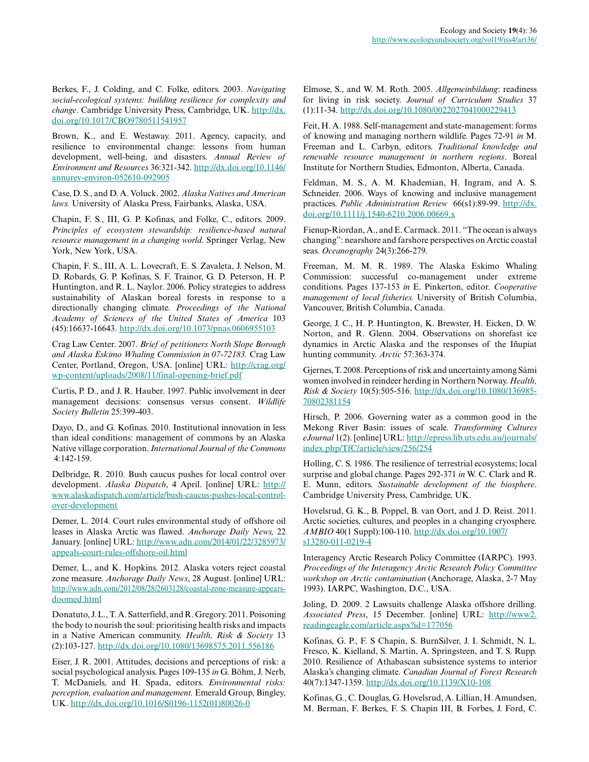Berkes, F., J. Colding, and C. Folke, editors. 2003. *Navigating social-ecological systems: building resilience for complexity and change*. Cambridge University Press, Cambridge, UK. http://dx.doi.org/10.1017/CBO9780511541957

Brown, K., and E. Westaway. 2011. Agency, capacity, and resilience to environmental change: lessons from human development, well-being, and disasters. *Annual Review of Environment and Resources* 36:321-342. http://dx.doi.org/10.1146/annurev-environ-052610-092905

Case, D. S., and D. A. Voluck. 2002. *Alaska Natives and American laws.* University of Alaska Press, Fairbanks, Alaska, USA.

Chapin, F. S., III, G. P. Kofinas, and Folke, C., editors. 2009. *Principles of ecosystem stewardship: resilience-based natural resource management in a changing world*. Springer Verlag, New York, New York, USA.

Chapin, F. S., III, A. L. Lovecraft, E. S. Zavaleta, J. Nelson, M. D. Robards, G. P. Kofinas, S. F. Trainor, G. D. Peterson, H. P. Huntington, and R. L. Naylor. 2006. Policy strategies to address sustainability of Alaskan boreal forests in response to a directionally changing climate. *Proceedings of the National Academy of Sciences of the United States of America* 103 (45):16637-16643. http://dx.doi.org/10.1073/pnas.0606955103

Crag Law Center. 2007. *Brief of petitioners North Slope Borough and Alaska Eskimo Whaling Commission in 07-72183.* Crag Law Center, Portland, Oregon, USA. [online] URL: http://crag.org/wp-content/uploads/2008/11/final-opening-brief.pdf

Curtis, P. D., and J. R. Hauber. 1997. Public involvement in deer management decisions: consensus versus consent. *Wildlife Society Bulletin* 25:399-403.

Dayo, D., and G. Kofinas. 2010. Institutional innovation in less than ideal conditions: management of commons by an Alaska Native village corporation. *International Journal of the Commons* 4:142-159.

Delbridge, R. 2010. Bush caucus pushes for local control over development. *Alaska Dispatch*, 4 April. [online] URL: http://www.alaskadispatch.com/article/bush-caucus-pushes-local-control-over-development

Demer, L. 2014. Court rules environmental study of offshore oil leases in Alaska Arctic was flawed. *Anchorage Daily News,* 22 January. [online] URL: http://www.adn.com/2014/01/22/3285973/appeals-court-rules-offshore-oil.html

Demer, L., and K. Hopkins. 2012. Alaska voters reject coastal zone measure. *Anchorage Daily News*, 28 August. [online] URL: http://www.adn.com/2012/08/28/2603128/coastal-zone-measure-appears-doomed.html

Donatuto, J. L., T. A. Satterfield, and R. Gregory. 2011. Poisoning the body to nourish the soul: prioritising health risks and impacts in a Native American community. *Health, Risk & Society* 13 (2):103-127. http://dx.doi.org/10.1080/13698575.2011.556186

Eiser, J. R. 2001. Attitudes, decisions and perceptions of risk: a social psychological analysis. Pages 109-135 *in* G. Böhm, J. Nerb, T. McDaniels, and H. Spada, editors. *Environmental risks: perception, evaluation and management.* Emerald Group, Bingley, UK. http://dx.doi.org/10.1016/S0196-1152(01)80026-0

Elmose, S., and W. M. Roth. 2005. *Allgemeinbildung*: readiness for living in risk society. *Journal of Curriculum Studies* 37 (1):11-34. http://dx.doi.org/10.1080/0022027041000229413

Feit, H. A. 1988. Self-management and state-management: forms of knowing and managing northern wildlife. Pages 72-91 *in* M. Freeman and L. Carbyn, editors. *Traditional knowledge and renewable resource management in northern regions*. Boreal Institute for Northern Studies, Edmonton, Alberta, Canada.

Feldman, M. S., A. M. Khademian, H. Ingram, and A. S. Schneider. 2006. Ways of knowing and inclusive management practices. *Public Administration Review* 66(s1):89-99. http://dx.doi.org/10.1111/j.1540-6210.2006.00669.x

Fienup-Riordan, A., and E. Carmack. 2011. "The ocean is always changing": nearshore and farshore perspectives on Arctic coastal seas. *Oceanography* 24(3):266-279.

Freeman, M. M. R. 1989. The Alaska Eskimo Whaling Commission: successful co-management under extreme conditions. Pages 137-153 *in* E. Pinkerton, editor. *Cooperative management of local fisheries.* University of British Columbia, Vancouver, British Columbia, Canada.

George, J. C., H. P. Huntington, K. Brewster, H. Eicken, D. W. Norton, and R. Glenn. 2004. Observations on shorefast ice dynamics in Arctic Alaska and the responses of the Iñupiat hunting community. *Arctic* 57:363-374.

Gjernes, T. 2008. Perceptions of risk and uncertainty among Sámi women involved in reindeer herding in Northern Norway. *Health, Risk & Society* 10(5):505-516. http://dx.doi.org/10.1080/13698570802381154

Hirsch, P. 2006. Governing water as a common good in the Mekong River Basin: issues of scale. *Transforming Cultures eJournal* 1(2). [online] URL: http://epress.lib.uts.edu.au/journals/index.php/TfC/article/view/256/254

Holling, C. S. 1986. The resilience of terrestrial ecosystems; local surprise and global change. Pages 292-371 *in* W. C. Clark and R. E. Munn, editors. *Sustainable development of the biosphere*. Cambridge University Press, Cambridge, UK.

Hovelsrud, G. K., B. Poppel, B. van Oort, and J. D. Reist. 2011. Arctic societies, cultures, and peoples in a changing cryosphere. *AMBIO* 40(1 Suppl):100-110. http://dx.doi.org/10.1007/s13280-011-0219-4

Interagency Arctic Research Policy Committee (IARPC). 1993. *Proceedings of the Interagency Arctic Research Policy Committee workshop on Arctic contamination* (Anchorage, Alaska, 2-7 May 1993). IARPC, Washington, D.C., USA.

Joling, D. 2009. 2 Lawsuits challenge Alaska offshore drilling. *Associated Press*, 15 December. [online] URL: http://www2.readingeagle.com/article.aspx?id=177056

Kofinas, G. P., F. S Chapin, S. BurnSilver, J. I. Schmidt, N. L. Fresco, K. Kielland, S. Martin, A. Springsteen, and T. S. Rupp. 2010. Resilience of Athabascan subsistence systems to interior Alaska's changing climate. *Canadian Journal of Forest Research* 40(7):1347-1359. http://dx.doi.org/10.1139/X10-108

Kofinas, G., C. Douglas, G. Hovelsrud, A. Lillian, H. Amundsen, M. Berman, F. Berkes, F. S. Chapin III, B. Forbes, J. Ford, C.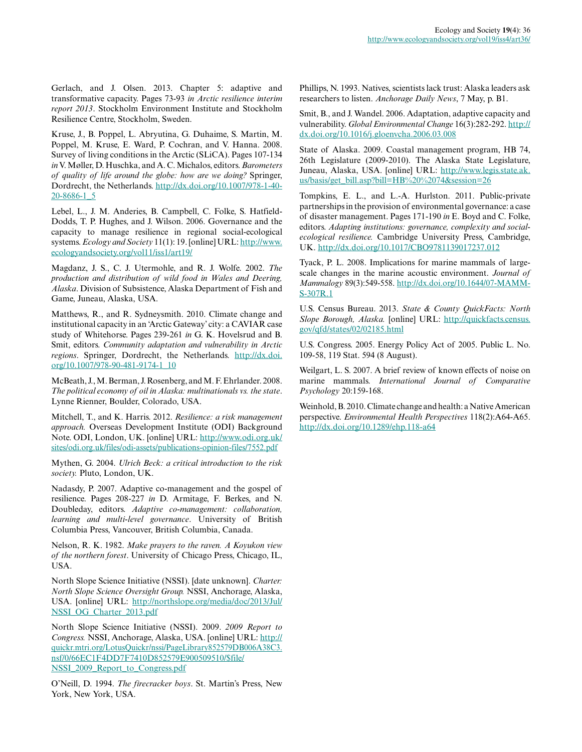Gerlach, and J. Olsen. 2013. Chapter 5: adaptive and transformative capacity. Pages 73-93 *in Arctic resilience interim report 2013*. Stockholm Environment Institute and Stockholm Resilience Centre, Stockholm, Sweden.

Kruse, J., B. Poppel, L. Abryutina, G. Duhaime, S. Martin, M. Poppel, M. Kruse, E. Ward, P. Cochran, and V. Hanna. 2008. Survey of living conditions in the Arctic (SLiCA). Pages 107-134 *in* V. Møller, D. Huschka, and A. C. Michalos, editors. *Barometers of quality of life around the globe: how are we doing?* Springer, Dordrecht, the Netherlands. http://dx.doi.org/10.1007/978-1-40-20-8686-1_5

Lebel, L., J. M. Anderies, B. Campbell, C. Folke, S. Hatfield-Dodds, T. P. Hughes, and J. Wilson. 2006. Governance and the capacity to manage resilience in regional social-ecological systems. *Ecology and Society* 11(1): 19. [online] URL: http://www.ecologyandsociety.org/vol11/iss1/art19/

Magdanz, J. S., C. J. Utermohle, and R. J. Wolfe. 2002. *The production and distribution of wild food in Wales and Deering, Alaska*. Division of Subsistence, Alaska Department of Fish and Game, Juneau, Alaska, USA.

Matthews, R., and R. Sydneysmith. 2010. Climate change and institutional capacity in an 'Arctic Gateway' city: a CAVIAR case study of Whitehorse. Pages 239-261 *in* G. K. Hovelsrud and B. Smit, editors. *Community adaptation and vulnerability in Arctic regions*. Springer, Dordrecht, the Netherlands. http://dx.doi.org/10.1007/978-90-481-9174-1_10

McBeath, J., M. Berman, J. Rosenberg, and M. F. Ehrlander. 2008. *The political economy of oil in Alaska: multinationals vs. the state*. Lynne Rienner, Boulder, Colorado, USA.

Mitchell, T., and K. Harris. 2012. *Resilience: a risk management approach.* Overseas Development Institute (ODI) Background Note. ODI, London, UK. [online] URL: http://www.odi.org.uk/sites/odi.org.uk/files/odi-assets/publications-opinion-files/7552.pdf

Mythen, G. 2004. *Ulrich Beck: a critical introduction to the risk society.* Pluto, London, UK.

Nadasdy, P. 2007. Adaptive co-management and the gospel of resilience. Pages 208-227 *in* D. Armitage, F. Berkes, and N. Doubleday, editors. *Adaptive co-management: collaboration, learning and multi-level governance*. University of British Columbia Press, Vancouver, British Columbia, Canada.

Nelson, R. K. 1982. *Make prayers to the raven. A Koyukon view of the northern forest*. University of Chicago Press, Chicago, IL, USA.

North Slope Science Initiative (NSSI). [date unknown]. *Charter: North Slope Science Oversight Group.* NSSI, Anchorage, Alaska, USA. [online] URL: http://northslope.org/media/doc/2013/Jul/NSSI_OG_Charter_2013.pdf

North Slope Science Initiative (NSSI). 2009. *2009 Report to Congress.* NSSI, Anchorage, Alaska, USA. [online] URL: http://quickr.mtri.org/LotusQuickr/nssi/PageLibrary852579DB006A38C3.nsf/0/66EC1F4DD7F7410D852579E900509510/$file/NSSI_2009_Report_to_Congress.pdf

O'Neill, D. 1994. *The firecracker boys*. St. Martin's Press, New York, New York, USA.

Phillips, N. 1993. Natives, scientists lack trust: Alaska leaders ask researchers to listen. *Anchorage Daily News*, 7 May, p. B1.

Smit, B., and J. Wandel. 2006. Adaptation, adaptive capacity and vulnerability. *Global Environmental Change* 16(3):282-292. http://dx.doi.org/10.1016/j.gloenvcha.2006.03.008

State of Alaska. 2009. Coastal management program, HB 74, 26th Legislature (2009-2010). The Alaska State Legislature, Juneau, Alaska, USA. [online] URL: http://www.legis.state.ak.us/basis/get_bill.asp?bill=HB%20%2074&session=26

Tompkins, E. L., and L.-A. Hurlston. 2011. Public-private partnerships in the provision of environmental governance: a case of disaster management. Pages 171-190 *in* E. Boyd and C. Folke, editors. *Adapting institutions: governance, complexity and social-ecological resilience.* Cambridge University Press, Cambridge, UK. http://dx.doi.org/10.1017/CBO9781139017237.012

Tyack, P. L. 2008. Implications for marine mammals of large-scale changes in the marine acoustic environment. *Journal of Mammalogy* 89(3):549-558. http://dx.doi.org/10.1644/07-MAMM-S-307R.1

U.S. Census Bureau. 2013. *State & County QuickFacts: North Slope Borough, Alaska.* [online] URL: http://quickfacts.census.gov/qfd/states/02/02185.html

U.S. Congress. 2005. Energy Policy Act of 2005. Public L. No. 109-58, 119 Stat. 594 (8 August).

Weilgart, L. S. 2007. A brief review of known effects of noise on marine mammals. *International Journal of Comparative Psychology* 20:159-168.

Weinhold, B. 2010. Climate change and health: a Native American perspective. *Environmental Health Perspectives* 118(2):A64-A65. http://dx.doi.org/10.1289/ehp.118-a64